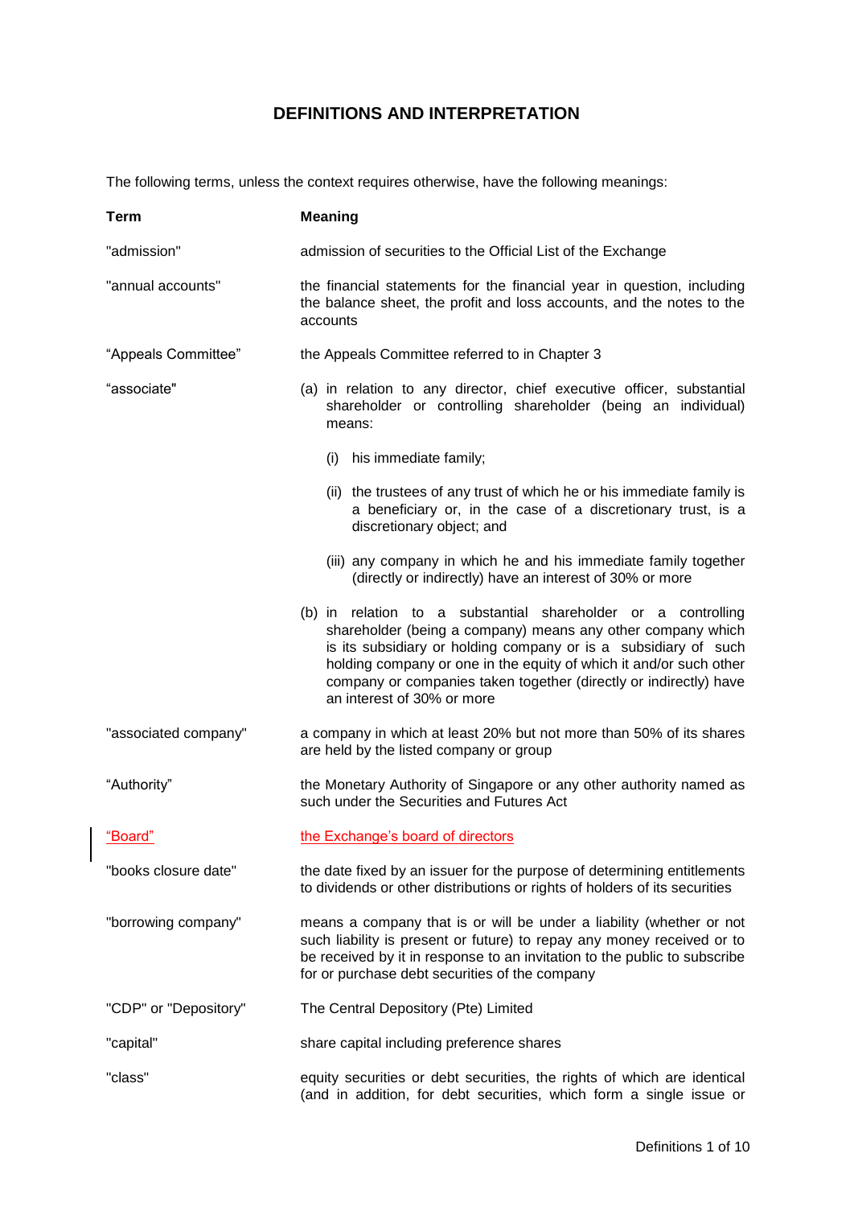# DEFINITIONS AND INTERPRETATION

The following terms, unless the context requires otherwise, have the following meanings:

| **Term** | **Meaning** |
|---|---|
| "admission" | admission of securities to the Official List of the Exchange |
| "annual accounts" | the financial statements for the financial year in question, including the balance sheet, the profit and loss accounts, and the notes to the accounts |
| "Appeals Committee" | the Appeals Committee referred to in Chapter 3 |
| "associate" | (a) in relation to any director, chief executive officer, substantial shareholder or controlling shareholder (being an individual) means:<br>(i) his immediate family;<br>(ii) the trustees of any trust of which he or his immediate family is a beneficiary or, in the case of a discretionary trust, is a discretionary object; and<br>(iii) any company in which he and his immediate family together (directly or indirectly) have an interest of 30% or more<br>(b) in relation to a substantial shareholder or a controlling shareholder (being a company) means any other company which is its subsidiary or holding company or is a subsidiary of such holding company or one in the equity of which it and/or such other company or companies taken together (directly or indirectly) have an interest of 30% or more |
| "associated company" | a company in which at least 20% but not more than 50% of its shares are held by the listed company or group |
| "Authority" | the Monetary Authority of Singapore or any other authority named as such under the Securities and Futures Act |
| "Board" | the Exchange's board of directors |
| "books closure date" | the date fixed by an issuer for the purpose of determining entitlements to dividends or other distributions or rights of holders of its securities |
| "borrowing company" | means a company that is or will be under a liability (whether or not such liability is present or future) to repay any money received or to be received by it in response to an invitation to the public to subscribe for or purchase debt securities of the company |
| "CDP" or "Depository" | The Central Depository (Pte) Limited |
| "capital" | share capital including preference shares |
| "class" | equity securities or debt securities, the rights of which are identical (and in addition, for debt securities, which form a single issue or |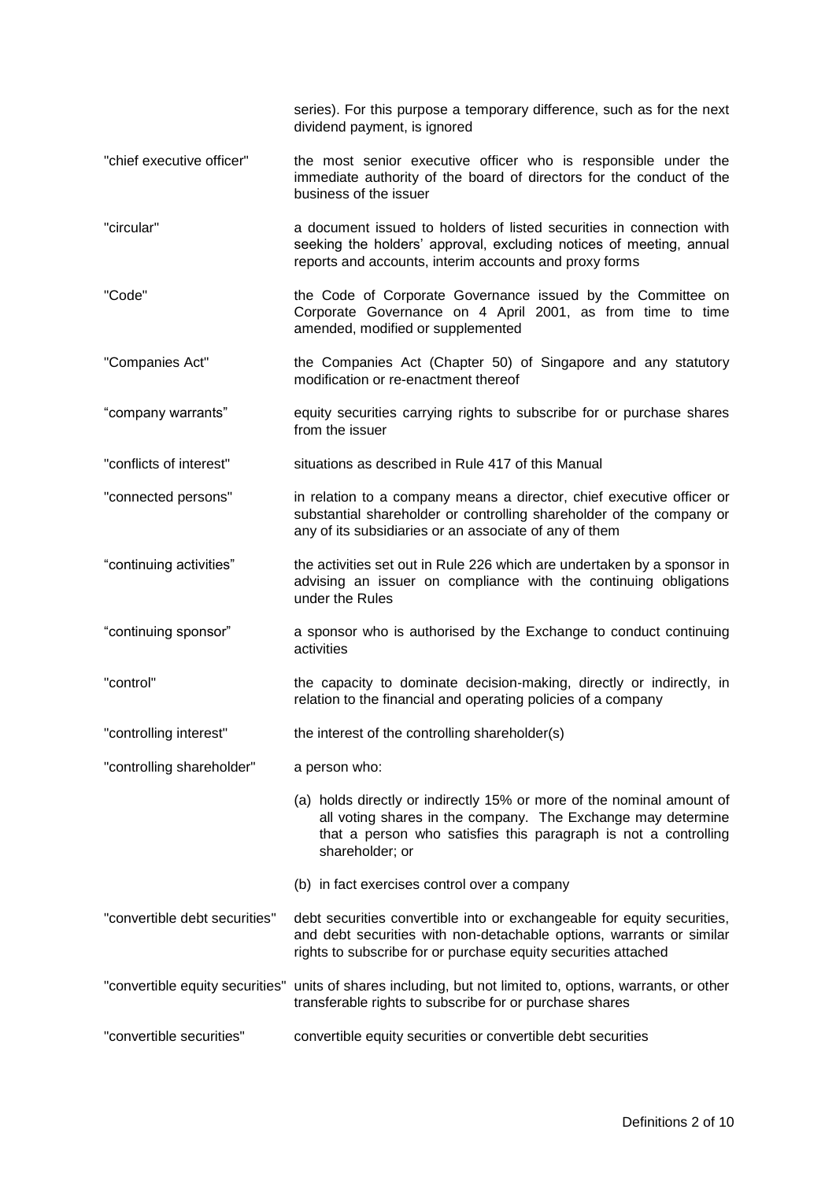series). For this purpose a temporary difference, such as for the next dividend payment, is ignored

| | |
|---|---|
| "chief executive officer" | the most senior executive officer who is responsible under the immediate authority of the board of directors for the conduct of the business of the issuer |
| "circular" | a document issued to holders of listed securities in connection with seeking the holders' approval, excluding notices of meeting, annual reports and accounts, interim accounts and proxy forms |
| "Code" | the Code of Corporate Governance issued by the Committee on Corporate Governance on 4 April 2001, as from time to time amended, modified or supplemented |
| "Companies Act" | the Companies Act (Chapter 50) of Singapore and any statutory modification or re-enactment thereof |
| "company warrants" | equity securities carrying rights to subscribe for or purchase shares from the issuer |
| "conflicts of interest" | situations as described in Rule 417 of this Manual |
| "connected persons" | in relation to a company means a director, chief executive officer or substantial shareholder or controlling shareholder of the company or any of its subsidiaries or an associate of any of them |
| "continuing activities" | the activities set out in Rule 226 which are undertaken by a sponsor in advising an issuer on compliance with the continuing obligations under the Rules |
| "continuing sponsor" | a sponsor who is authorised by the Exchange to conduct continuing activities |
| "control" | the capacity to dominate decision-making, directly or indirectly, in relation to the financial and operating policies of a company |
| "controlling interest" | the interest of the controlling shareholder(s) |
| "controlling shareholder" | a person who:<br>(a) holds directly or indirectly 15% or more of the nominal amount of all voting shares in the company. The Exchange may determine that a person who satisfies this paragraph is not a controlling shareholder; or<br>(b) in fact exercises control over a company |
| "convertible debt securities" | debt securities convertible into or exchangeable for equity securities, and debt securities with non-detachable options, warrants or similar rights to subscribe for or purchase equity securities attached |
| "convertible equity securities" | units of shares including, but not limited to, options, warrants, or other transferable rights to subscribe for or purchase shares |
| "convertible securities" | convertible equity securities or convertible debt securities |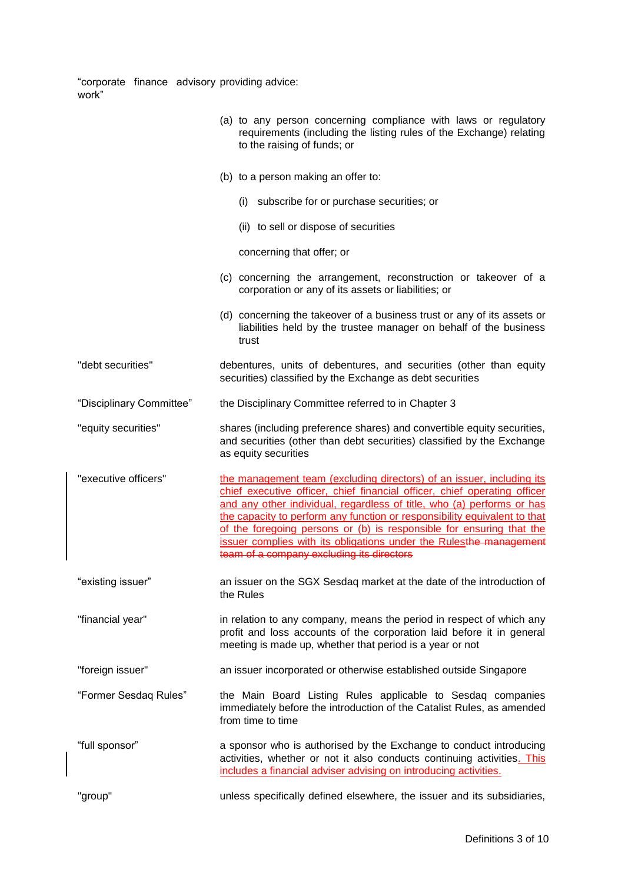| Term | Definition |
|---|---|
| "corporate finance advisory work" | providing advice:<br><br>(a) to any person concerning compliance with laws or regulatory requirements (including the listing rules of the Exchange) relating to the raising of funds; or<br><br>(b) to a person making an offer to:<br><br>(i) subscribe for or purchase securities; or<br><br>(ii) to sell or dispose of securities<br><br>concerning that offer; or<br><br>(c) concerning the arrangement, reconstruction or takeover of a corporation or any of its assets or liabilities; or<br><br>(d) concerning the takeover of a business trust or any of its assets or liabilities held by the trustee manager on behalf of the business trust |
| "debt securities" | debentures, units of debentures, and securities (other than equity securities) classified by the Exchange as debt securities |
| "Disciplinary Committee" | the Disciplinary Committee referred to in Chapter 3 |
| "equity securities" | shares (including preference shares) and convertible equity securities, and securities (other than debt securities) classified by the Exchange as equity securities |
| "executive officers" | <ins>the management team (excluding directors) of an issuer, including its chief executive officer, chief financial officer, chief operating officer and any other individual, regardless of title, who (a) performs or has the capacity to perform any function or responsibility equivalent to that of the foregoing persons or (b) is responsible for ensuring that the issuer complies with its obligations under the Rules</ins>~~the management team of a company excluding its directors~~ |
| "existing issuer" | an issuer on the SGX Sesdaq market at the date of the introduction of the Rules |
| "financial year" | in relation to any company, means the period in respect of which any profit and loss accounts of the corporation laid before it in general meeting is made up, whether that period is a year or not |
| "foreign issuer" | an issuer incorporated or otherwise established outside Singapore |
| "Former Sesdaq Rules" | the Main Board Listing Rules applicable to Sesdaq companies immediately before the introduction of the Catalist Rules, as amended from time to time |
| "full sponsor" | a sponsor who is authorised by the Exchange to conduct introducing activities, whether or not it also conducts continuing activities<ins>. This includes a financial adviser advising on introducing activities.</ins> |
| "group" | unless specifically defined elsewhere, the issuer and its subsidiaries, |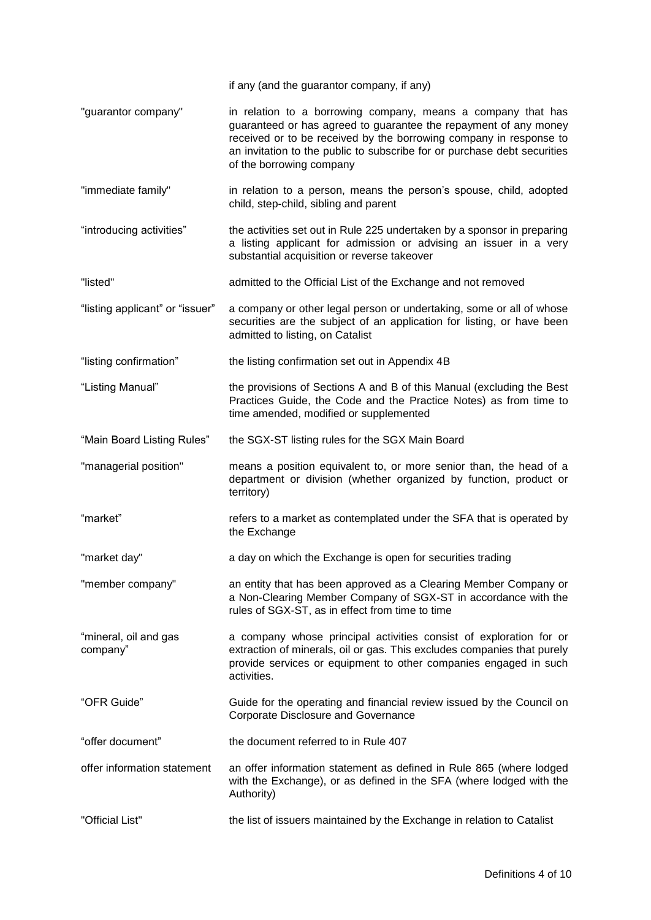| | |
|---|---|
| | if any (and the guarantor company, if any) |
| "guarantor company" | in relation to a borrowing company, means a company that has guaranteed or has agreed to guarantee the repayment of any money received or to be received by the borrowing company in response to an invitation to the public to subscribe for or purchase debt securities of the borrowing company |
| "immediate family" | in relation to a person, means the person's spouse, child, adopted child, step-child, sibling and parent |
| "introducing activities" | the activities set out in Rule 225 undertaken by a sponsor in preparing a listing applicant for admission or advising an issuer in a very substantial acquisition or reverse takeover |
| "listed" | admitted to the Official List of the Exchange and not removed |
| "listing applicant" or "issuer" | a company or other legal person or undertaking, some or all of whose securities are the subject of an application for listing, or have been admitted to listing, on Catalist |
| "listing confirmation" | the listing confirmation set out in Appendix 4B |
| "Listing Manual" | the provisions of Sections A and B of this Manual (excluding the Best Practices Guide, the Code and the Practice Notes) as from time to time amended, modified or supplemented |
| "Main Board Listing Rules" | the SGX-ST listing rules for the SGX Main Board |
| "managerial position" | means a position equivalent to, or more senior than, the head of a department or division (whether organized by function, product or territory) |
| "market" | refers to a market as contemplated under the SFA that is operated by the Exchange |
| "market day" | a day on which the Exchange is open for securities trading |
| "member company" | an entity that has been approved as a Clearing Member Company or a Non-Clearing Member Company of SGX-ST in accordance with the rules of SGX-ST, as in effect from time to time |
| "mineral, oil and gas company" | a company whose principal activities consist of exploration for or extraction of minerals, oil or gas. This excludes companies that purely provide services or equipment to other companies engaged in such activities. |
| "OFR Guide" | Guide for the operating and financial review issued by the Council on Corporate Disclosure and Governance |
| "offer document" | the document referred to in Rule 407 |
| offer information statement | an offer information statement as defined in Rule 865 (where lodged with the Exchange), or as defined in the SFA (where lodged with the Authority) |
| "Official List" | the list of issuers maintained by the Exchange in relation to Catalist |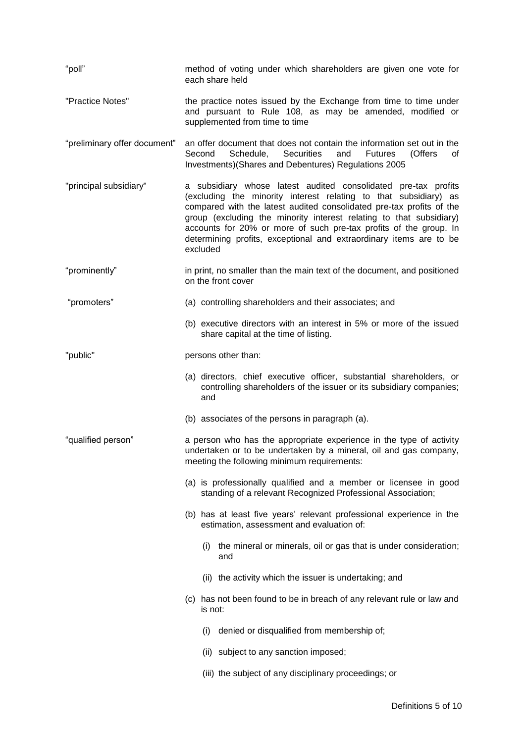"poll" — method of voting under which shareholders are given one vote for each share held

"Practice Notes" — the practice notes issued by the Exchange from time to time under and pursuant to Rule 108, as may be amended, modified or supplemented from time to time

"preliminary offer document" — an offer document that does not contain the information set out in the Second Schedule, Securities and Futures (Offers of Investments)(Shares and Debentures) Regulations 2005

"principal subsidiary" — a subsidiary whose latest audited consolidated pre-tax profits (excluding the minority interest relating to that subsidiary) as compared with the latest audited consolidated pre-tax profits of the group (excluding the minority interest relating to that subsidiary) accounts for 20% or more of such pre-tax profits of the group. In determining profits, exceptional and extraordinary items are to be excluded

"prominently" — in print, no smaller than the main text of the document, and positioned on the front cover

"promoters" —

(a) controlling shareholders and their associates; and

(b) executive directors with an interest in 5% or more of the issued share capital at the time of listing.

"public" — persons other than:

(a) directors, chief executive officer, substantial shareholders, or controlling shareholders of the issuer or its subsidiary companies; and

(b) associates of the persons in paragraph (a).

"qualified person" — a person who has the appropriate experience in the type of activity undertaken or to be undertaken by a mineral, oil and gas company, meeting the following minimum requirements:

(a) is professionally qualified and a member or licensee in good standing of a relevant Recognized Professional Association;

(b) has at least five years' relevant professional experience in the estimation, assessment and evaluation of:

   (i) the mineral or minerals, oil or gas that is under consideration; and

   (ii) the activity which the issuer is undertaking; and

(c) has not been found to be in breach of any relevant rule or law and is not:

   (i) denied or disqualified from membership of;

   (ii) subject to any sanction imposed;

   (iii) the subject of any disciplinary proceedings; or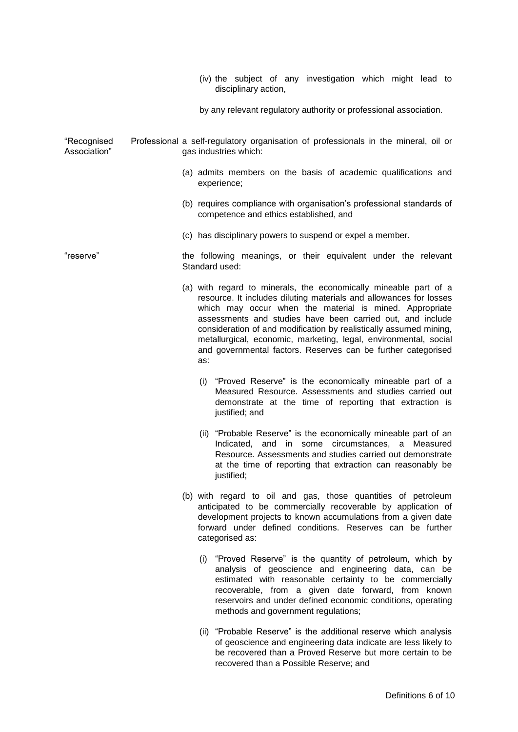(iv) the subject of any investigation which might lead to disciplinary action,

by any relevant regulatory authority or professional association.

**"Recognised Professional Association"** a self-regulatory organisation of professionals in the mineral, oil or gas industries which:

(a) admits members on the basis of academic qualifications and experience;

(b) requires compliance with organisation's professional standards of competence and ethics established, and

(c) has disciplinary powers to suspend or expel a member.

**"reserve"** the following meanings, or their equivalent under the relevant Standard used:

(a) with regard to minerals, the economically mineable part of a resource. It includes diluting materials and allowances for losses which may occur when the material is mined. Appropriate assessments and studies have been carried out, and include consideration of and modification by realistically assumed mining, metallurgical, economic, marketing, legal, environmental, social and governmental factors. Reserves can be further categorised as:

(i) "Proved Reserve" is the economically mineable part of a Measured Resource. Assessments and studies carried out demonstrate at the time of reporting that extraction is justified; and

(ii) "Probable Reserve" is the economically mineable part of an Indicated, and in some circumstances, a Measured Resource. Assessments and studies carried out demonstrate at the time of reporting that extraction can reasonably be justified;

(b) with regard to oil and gas, those quantities of petroleum anticipated to be commercially recoverable by application of development projects to known accumulations from a given date forward under defined conditions. Reserves can be further categorised as:

(i) "Proved Reserve" is the quantity of petroleum, which by analysis of geoscience and engineering data, can be estimated with reasonable certainty to be commercially recoverable, from a given date forward, from known reservoirs and under defined economic conditions, operating methods and government regulations;

(ii) "Probable Reserve" is the additional reserve which analysis of geoscience and engineering data indicate are less likely to be recovered than a Proved Reserve but more certain to be recovered than a Possible Reserve; and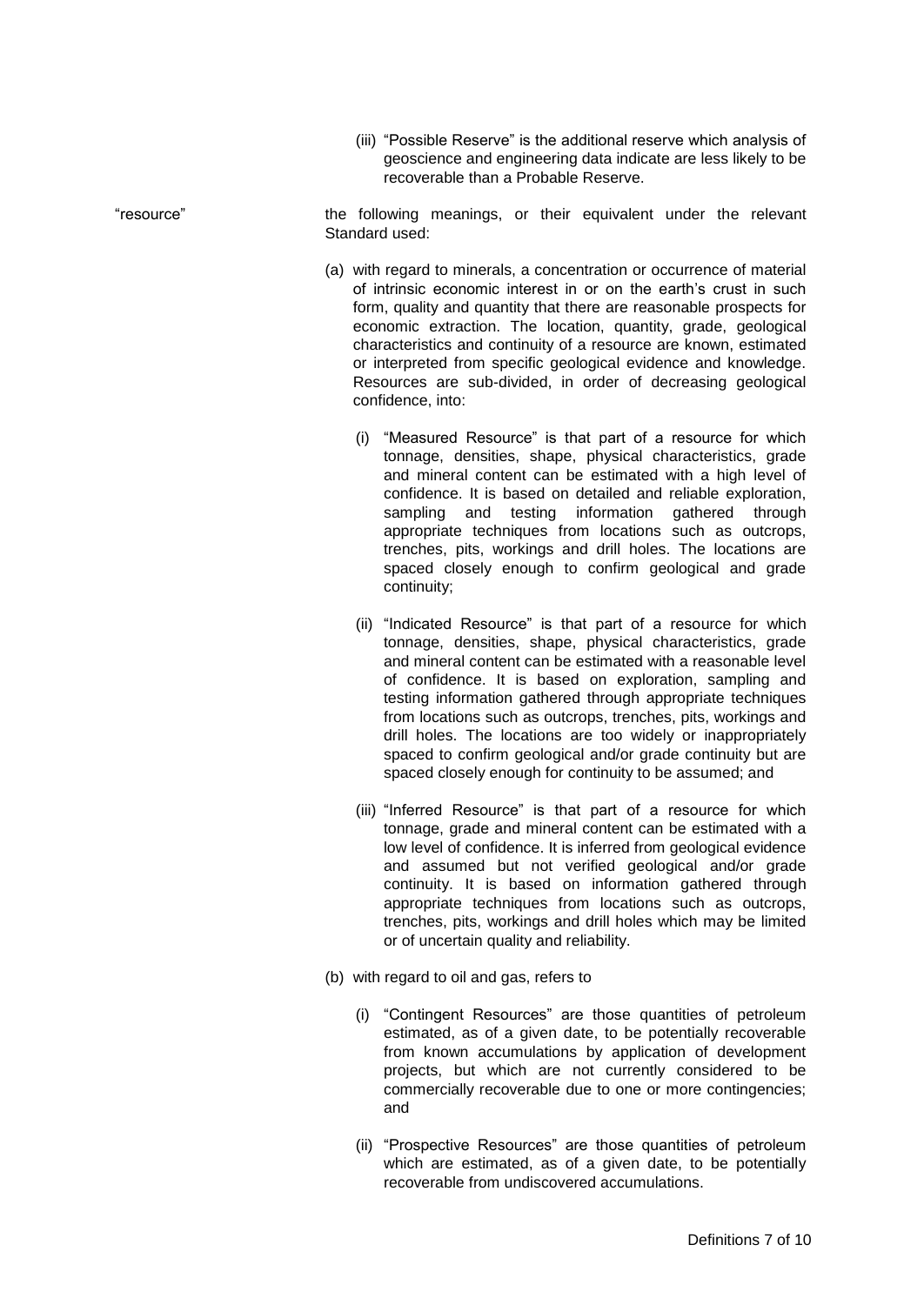(iii) "Possible Reserve" is the additional reserve which analysis of geoscience and engineering data indicate are less likely to be recoverable than a Probable Reserve.

"resource" the following meanings, or their equivalent under the relevant Standard used:

(a) with regard to minerals, a concentration or occurrence of material of intrinsic economic interest in or on the earth's crust in such form, quality and quantity that there are reasonable prospects for economic extraction. The location, quantity, grade, geological characteristics and continuity of a resource are known, estimated or interpreted from specific geological evidence and knowledge. Resources are sub-divided, in order of decreasing geological confidence, into:

   (i) "Measured Resource" is that part of a resource for which tonnage, densities, shape, physical characteristics, grade and mineral content can be estimated with a high level of confidence. It is based on detailed and reliable exploration, sampling and testing information gathered through appropriate techniques from locations such as outcrops, trenches, pits, workings and drill holes. The locations are spaced closely enough to confirm geological and grade continuity;

   (ii) "Indicated Resource" is that part of a resource for which tonnage, densities, shape, physical characteristics, grade and mineral content can be estimated with a reasonable level of confidence. It is based on exploration, sampling and testing information gathered through appropriate techniques from locations such as outcrops, trenches, pits, workings and drill holes. The locations are too widely or inappropriately spaced to confirm geological and/or grade continuity but are spaced closely enough for continuity to be assumed; and

   (iii) "Inferred Resource" is that part of a resource for which tonnage, grade and mineral content can be estimated with a low level of confidence. It is inferred from geological evidence and assumed but not verified geological and/or grade continuity. It is based on information gathered through appropriate techniques from locations such as outcrops, trenches, pits, workings and drill holes which may be limited or of uncertain quality and reliability.

(b) with regard to oil and gas, refers to

   (i) "Contingent Resources" are those quantities of petroleum estimated, as of a given date, to be potentially recoverable from known accumulations by application of development projects, but which are not currently considered to be commercially recoverable due to one or more contingencies; and

   (ii) "Prospective Resources" are those quantities of petroleum which are estimated, as of a given date, to be potentially recoverable from undiscovered accumulations.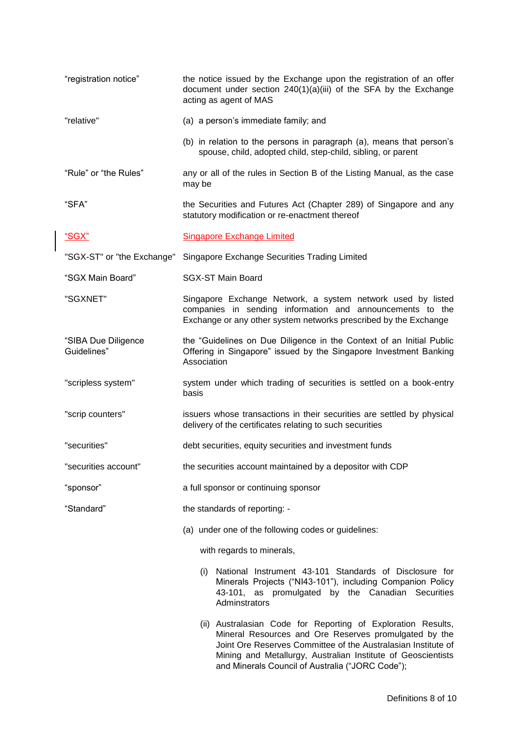| | |
|---|---|
| "registration notice" | the notice issued by the Exchange upon the registration of an offer document under section 240(1)(a)(iii) of the SFA by the Exchange acting as agent of MAS |
| "relative" | (a) a person's immediate family; and<br><br>(b) in relation to the persons in paragraph (a), means that person's spouse, child, adopted child, step-child, sibling, or parent |
| "Rule" or "the Rules" | any or all of the rules in Section B of the Listing Manual, as the case may be |
| "SFA" | the Securities and Futures Act (Chapter 289) of Singapore and any statutory modification or re-enactment thereof |
| "SGX" | Singapore Exchange Limited |
| "SGX-ST" or "the Exchange" | Singapore Exchange Securities Trading Limited |
| "SGX Main Board" | SGX-ST Main Board |
| "SGXNET" | Singapore Exchange Network, a system network used by listed companies in sending information and announcements to the Exchange or any other system networks prescribed by the Exchange |
| "SIBA Due Diligence Guidelines" | the "Guidelines on Due Diligence in the Context of an Initial Public Offering in Singapore" issued by the Singapore Investment Banking Association |
| "scripless system" | system under which trading of securities is settled on a book-entry basis |
| "scrip counters" | issuers whose transactions in their securities are settled by physical delivery of the certificates relating to such securities |
| "securities" | debt securities, equity securities and investment funds |
| "securities account" | the securities account maintained by a depositor with CDP |
| "sponsor" | a full sponsor or continuing sponsor |
| "Standard" | the standards of reporting: -<br><br>(a) under one of the following codes or guidelines:<br><br>with regards to minerals,<br><br>(i) National Instrument 43-101 Standards of Disclosure for Minerals Projects ("NI43-101"), including Companion Policy 43-101, as promulgated by the Canadian Securities Adminstrators<br><br>(ii) Australasian Code for Reporting of Exploration Results, Mineral Resources and Ore Reserves promulgated by the Joint Ore Reserves Committee of the Australasian Institute of Mining and Metallurgy, Australian Institute of Geoscientists and Minerals Council of Australia ("JORC Code"); |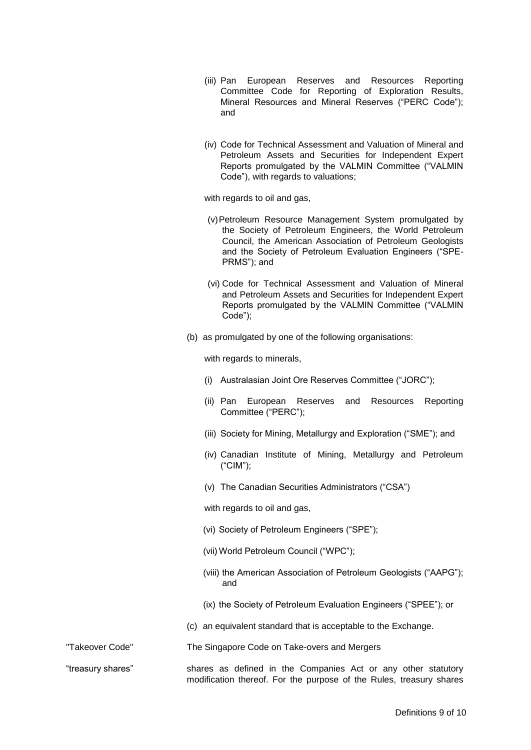(iii) Pan European Reserves and Resources Reporting Committee Code for Reporting of Exploration Results, Mineral Resources and Mineral Reserves ("PERC Code"); and

(iv) Code for Technical Assessment and Valuation of Mineral and Petroleum Assets and Securities for Independent Expert Reports promulgated by the VALMIN Committee ("VALMIN Code"), with regards to valuations;

with regards to oil and gas,

(v) Petroleum Resource Management System promulgated by the Society of Petroleum Engineers, the World Petroleum Council, the American Association of Petroleum Geologists and the Society of Petroleum Evaluation Engineers ("SPE-PRMS"); and

(vi) Code for Technical Assessment and Valuation of Mineral and Petroleum Assets and Securities for Independent Expert Reports promulgated by the VALMIN Committee ("VALMIN Code");

(b) as promulgated by one of the following organisations:

with regards to minerals,

(i) Australasian Joint Ore Reserves Committee ("JORC");

(ii) Pan European Reserves and Resources Reporting Committee ("PERC");

(iii) Society for Mining, Metallurgy and Exploration ("SME"); and

(iv) Canadian Institute of Mining, Metallurgy and Petroleum ("CIM");

(v) The Canadian Securities Administrators ("CSA")

with regards to oil and gas,

(vi) Society of Petroleum Engineers ("SPE");

(vii) World Petroleum Council ("WPC");

(viii) the American Association of Petroleum Geologists ("AAPG"); and

(ix) the Society of Petroleum Evaluation Engineers ("SPEE"); or

(c) an equivalent standard that is acceptable to the Exchange.

| | |
|---|---|
| "Takeover Code" | The Singapore Code on Take-overs and Mergers |
| "treasury shares" | shares as defined in the Companies Act or any other statutory modification thereof. For the purpose of the Rules, treasury shares |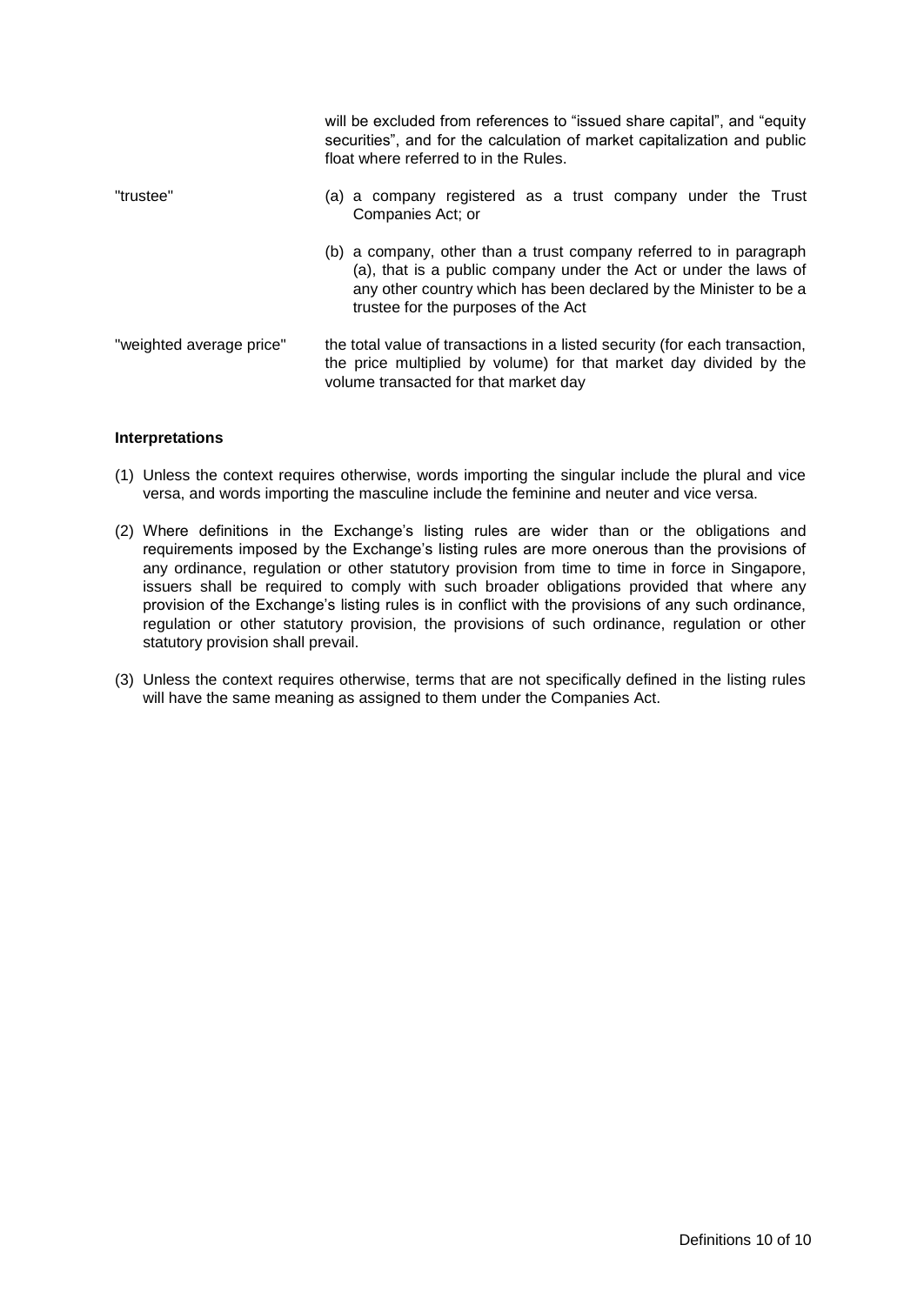| | |
|---|---|
| | will be excluded from references to "issued share capital", and "equity securities", and for the calculation of market capitalization and public float where referred to in the Rules. |
| "trustee" | (a) a company registered as a trust company under the Trust Companies Act; or<br><br>(b) a company, other than a trust company referred to in paragraph (a), that is a public company under the Act or under the laws of any other country which has been declared by the Minister to be a trustee for the purposes of the Act |
| "weighted average price" | the total value of transactions in a listed security (for each transaction, the price multiplied by volume) for that market day divided by the volume transacted for that market day |

**Interpretations**

(1) Unless the context requires otherwise, words importing the singular include the plural and vice versa, and words importing the masculine include the feminine and neuter and vice versa.

(2) Where definitions in the Exchange's listing rules are wider than or the obligations and requirements imposed by the Exchange's listing rules are more onerous than the provisions of any ordinance, regulation or other statutory provision from time to time in force in Singapore, issuers shall be required to comply with such broader obligations provided that where any provision of the Exchange's listing rules is in conflict with the provisions of any such ordinance, regulation or other statutory provision, the provisions of such ordinance, regulation or other statutory provision shall prevail.

(3) Unless the context requires otherwise, terms that are not specifically defined in the listing rules will have the same meaning as assigned to them under the Companies Act.